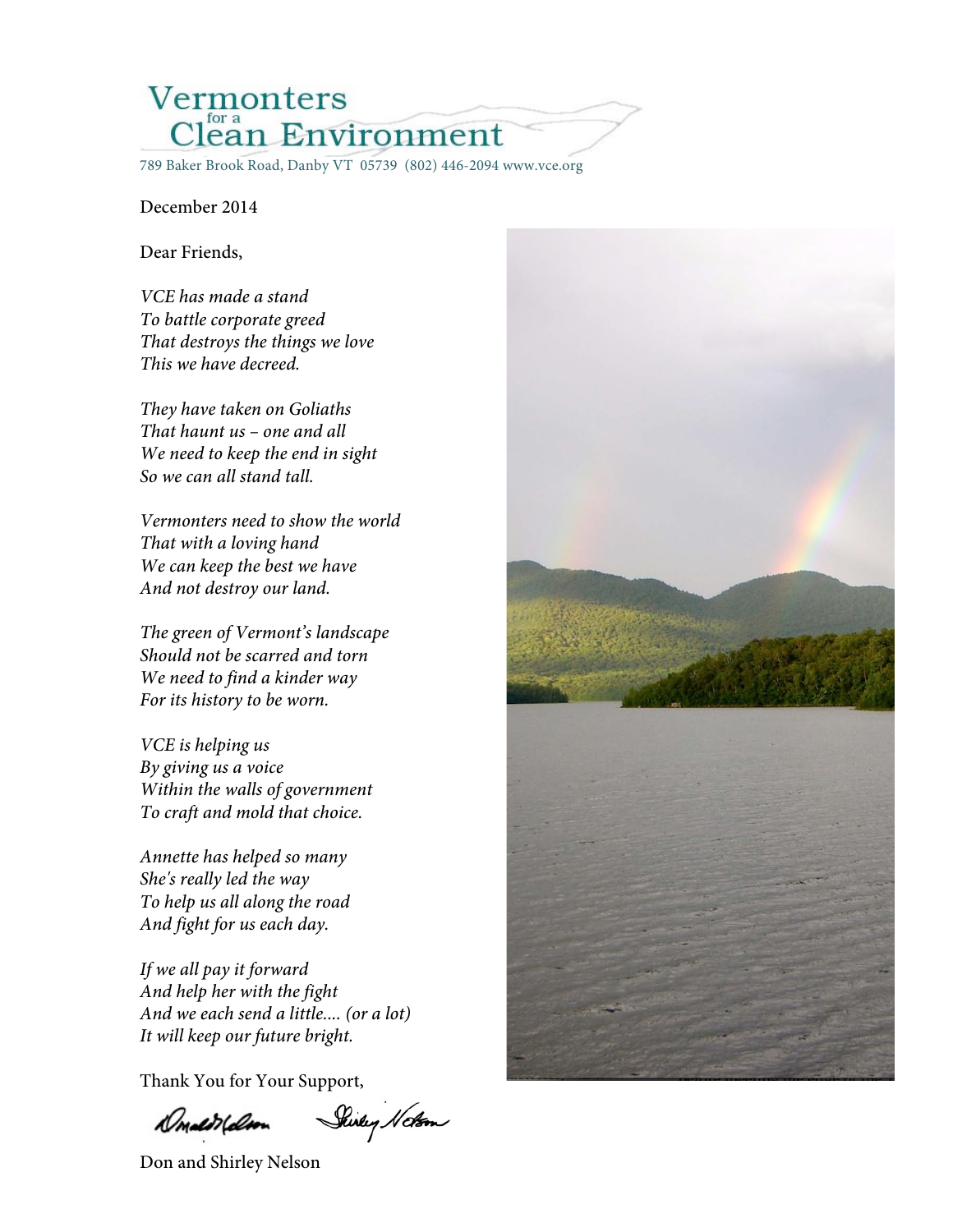# Vermonters for a Clean Environment

789 Baker Brook Road, Danby VT 05739 (802) 446-2094 www.vce.org

December 2014

Dear Friends,

*VCE has made a stand*
*To battle corporate greed*
*That destroys the things we love*
*This we have decreed.*

*They have taken on Goliaths*
*That haunt us – one and all*
*We need to keep the end in sight*
*So we can all stand tall.*

*Vermonters need to show the world*
*That with a loving hand*
*We can keep the best we have*
*And not destroy our land.*

*The green of Vermont's landscape*
*Should not be scarred and torn*
*We need to find a kinder way*
*For its history to be worn.*

*VCE is helping us*
*By giving us a voice*
*Within the walls of government*
*To craft and mold that choice.*

*Annette has helped so many*
*She's really led the way*
*To help us all along the road*
*And fight for us each day.*

*If we all pay it forward*
*And help her with the fight*
*And we each send a little.... (or a lot)*
*It will keep our future bright.*

Thank You for Your Support,

Don and Shirley Nelson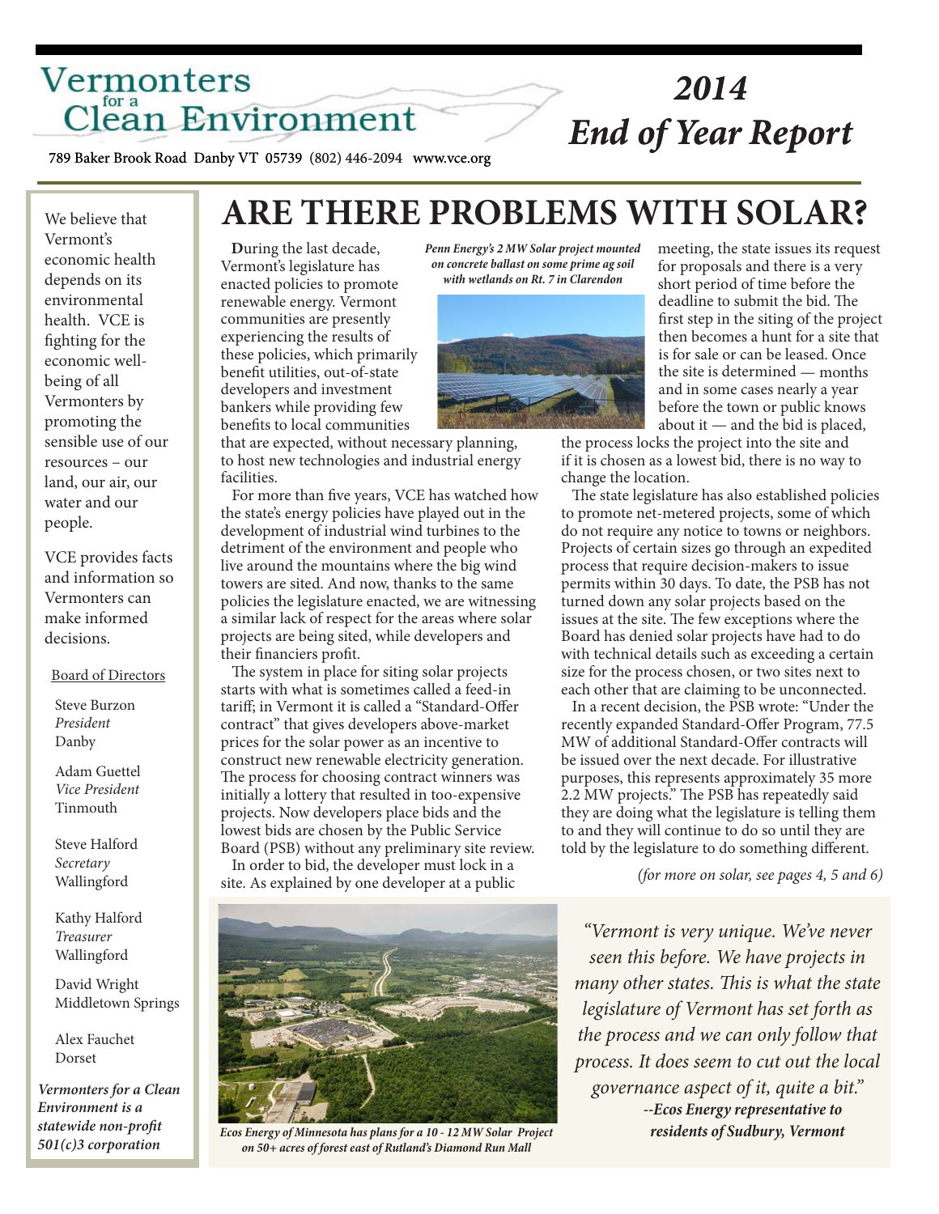# Vermonters for a Clean Environment

# 2014 End of Year Report

789 Baker Brook Road Danby VT 05739 (802) 446-2094 www.vce.org

We believe that Vermont's economic health depends on its environmental health. VCE is fighting for the economic well-being of all Vermonters by promoting the sensible use of our resources – our land, our air, our water and our people.

VCE provides facts and information so Vermonters can make informed decisions.

Board of Directors

Steve Burzon
*President*
Danby

Adam Guettel
*Vice President*
Tinmouth

Steve Halford
*Secretary*
Wallingford

Kathy Halford
*Treasurer*
Wallingford

David Wright
Middletown Springs

Alex Fauchet
Dorset

***Vermonters for a Clean Environment is a statewide non-profit 501(c)3 corporation***

## ARE THERE PROBLEMS WITH SOLAR?

During the last decade, Vermont's legislature has enacted policies to promote renewable energy. Vermont communities are presently experiencing the results of these policies, which primarily benefit utilities, out-of-state developers and investment bankers while providing few benefits to local communities that are expected, without necessary planning, to host new technologies and industrial energy facilities.

***Penn Energy's 2 MW Solar project mounted on concrete ballast on some prime ag soil with wetlands on Rt. 7 in Clarendon***

For more than five years, VCE has watched how the state's energy policies have played out in the development of industrial wind turbines to the detriment of the environment and people who live around the mountains where the big wind towers are sited. And now, thanks to the same policies the legislature enacted, we are witnessing a similar lack of respect for the areas where solar projects are being sited, while developers and their financiers profit.

The system in place for siting solar projects starts with what is sometimes called a feed-in tariff; in Vermont it is called a "Standard-Offer contract" that gives developers above-market prices for the solar power as an incentive to construct new renewable electricity generation. The process for choosing contract winners was initially a lottery that resulted in too-expensive projects. Now developers place bids and the lowest bids are chosen by the Public Service Board (PSB) without any preliminary site review.

In order to bid, the developer must lock in a site. As explained by one developer at a public meeting, the state issues its request for proposals and there is a very short period of time before the deadline to submit the bid. The first step in the siting of the project then becomes a hunt for a site that is for sale or can be leased. Once the site is determined — months and in some cases nearly a year before the town or public knows about it — and the bid is placed, the process locks the project into the site and if it is chosen as a lowest bid, there is no way to change the location.

The state legislature has also established policies to promote net-metered projects, some of which do not require any notice to towns or neighbors. Projects of certain sizes go through an expedited process that require decision-makers to issue permits within 30 days. To date, the PSB has not turned down any solar projects based on the issues at the site. The few exceptions where the Board has denied solar projects have had to do with technical details such as exceeding a certain size for the process chosen, or two sites next to each other that are claiming to be unconnected.

In a recent decision, the PSB wrote: "Under the recently expanded Standard-Offer Program, 77.5 MW of additional Standard-Offer contracts will be issued over the next decade. For illustrative purposes, this represents approximately 35 more 2.2 MW projects." The PSB has repeatedly said they are doing what the legislature is telling them to and they will continue to do so until they are told by the legislature to do something different.

*(for more on solar, see pages 4, 5 and 6)*

***Ecos Energy of Minnesota has plans for a 10 - 12 MW Solar Project on 50+ acres of forest east of Rutland's Diamond Run Mall***

*"Vermont is very unique. We've never seen this before. We have projects in many other states. This is what the state legislature of Vermont has set forth as the process and we can only follow that process. It does seem to cut out the local governance aspect of it, quite a bit."*
***--Ecos Energy representative to residents of Sudbury, Vermont***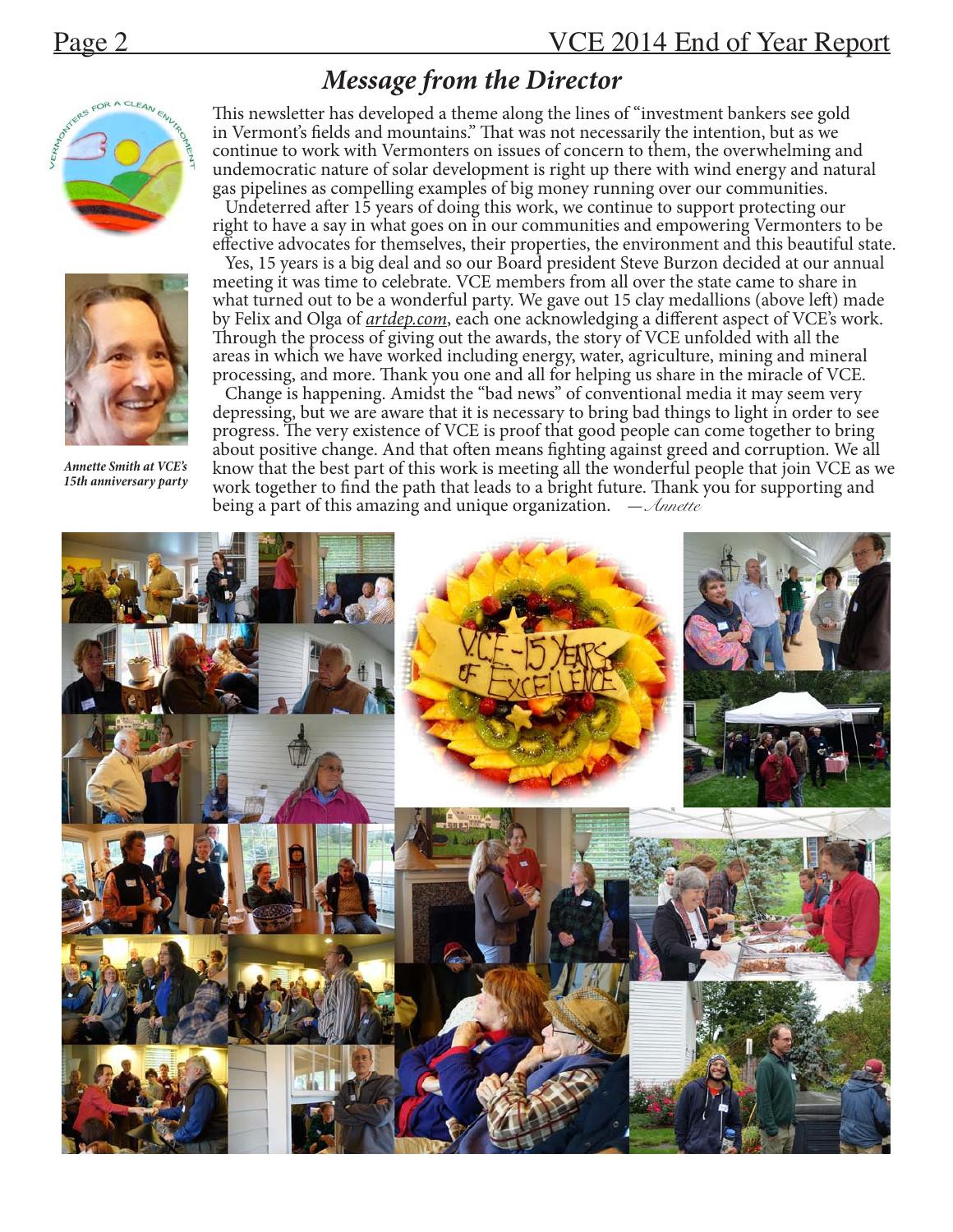## *Message from the Director*

This newsletter has developed a theme along the lines of "investment bankers see gold in Vermont's fields and mountains." That was not necessarily the intention, but as we continue to work with Vermonters on issues of concern to them, the overwhelming and undemocratic nature of solar development is right up there with wind energy and natural gas pipelines as compelling examples of big money running over our communities.

Undeterred after 15 years of doing this work, we continue to support protecting our right to have a say in what goes on in our communities and empowering Vermonters to be effective advocates for themselves, their properties, the environment and this beautiful state.

Yes, 15 years is a big deal and so our Board president Steve Burzon decided at our annual meeting it was time to celebrate. VCE members from all over the state came to share in what turned out to be a wonderful party. We gave out 15 clay medallions (above left) made by Felix and Olga of *artdep.com*, each one acknowledging a different aspect of VCE's work. Through the process of giving out the awards, the story of VCE unfolded with all the areas in which we have worked including energy, water, agriculture, mining and mineral processing, and more. Thank you one and all for helping us share in the miracle of VCE.

Change is happening. Amidst the "bad news" of conventional media it may seem very depressing, but we are aware that it is necessary to bring bad things to light in order to see progress. The very existence of VCE is proof that good people can come together to bring about positive change. And that often means fighting against greed and corruption. We all know that the best part of this work is meeting all the wonderful people that join VCE as we work together to find the path that leads to a bright future. Thank you for supporting and being a part of this amazing and unique organization. —*Annette*

*Annette Smith at VCE's 15th anniversary party*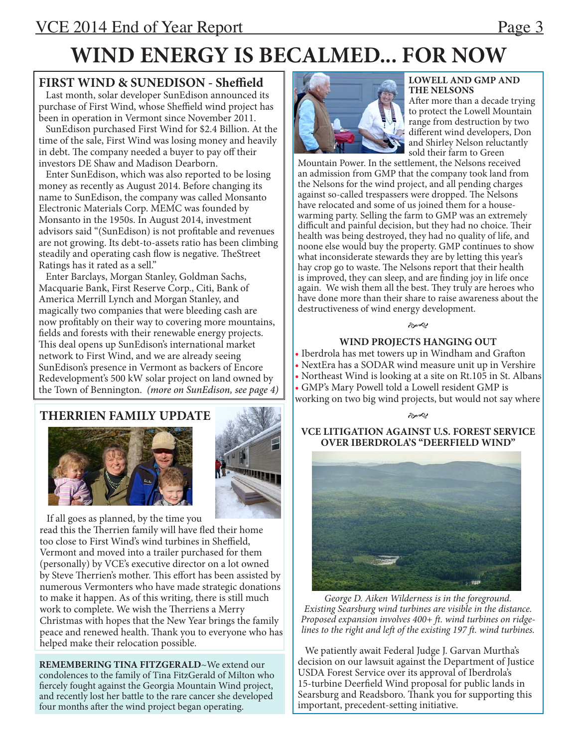# WIND ENERGY IS BECALMED... FOR NOW

## FIRST WIND & SUNEDISON - Sheffield

Last month, solar developer SunEdison announced its purchase of First Wind, whose Sheffield wind project has been in operation in Vermont since November 2011.

SunEdison purchased First Wind for $2.4 Billion. At the time of the sale, First Wind was losing money and heavily in debt. The company needed a buyer to pay off their investors DE Shaw and Madison Dearborn.

Enter SunEdison, which was also reported to be losing money as recently as August 2014. Before changing its name to SunEdison, the company was called Monsanto Electronic Materials Corp. MEMC was founded by Monsanto in the 1950s. In August 2014, investment advisors said "(SunEdison) is not profitable and revenues are not growing. Its debt-to-assets ratio has been climbing steadily and operating cash flow is negative. TheStreet Ratings has it rated as a sell."

Enter Barclays, Morgan Stanley, Goldman Sachs, Macquarie Bank, First Reserve Corp., Citi, Bank of America Merrill Lynch and Morgan Stanley, and magically two companies that were bleeding cash are now profitably on their way to covering more mountains, fields and forests with their renewable energy projects. This deal opens up SunEdison's international market network to First Wind, and we are already seeing SunEdison's presence in Vermont as backers of Encore Redevelopment's 500 kW solar project on land owned by the Town of Bennington. *(more on SunEdison, see page 4)*

## THERRIEN FAMILY UPDATE

If all goes as planned, by the time you read this the Therrien family will have fled their home too close to First Wind's wind turbines in Sheffield, Vermont and moved into a trailer purchased for them (personally) by VCE's executive director on a lot owned by Steve Therrien's mother. This effort has been assisted by numerous Vermonters who have made strategic donations to make it happen. As of this writing, there is still much work to complete. We wish the Therriens a Merry Christmas with hopes that the New Year brings the family peace and renewed health. Thank you to everyone who has helped make their relocation possible.

**REMEMBERING TINA FITZGERALD**~We extend our condolences to the family of Tina FitzGerald of Milton who fiercely fought against the Georgia Mountain Wind project, and recently lost her battle to the rare cancer she developed four months after the wind project began operating.

## LOWELL AND GMP AND THE NELSONS

After more than a decade trying to protect the Lowell Mountain range from destruction by two different wind developers, Don and Shirley Nelson reluctantly sold their farm to Green Mountain Power. In the settlement, the Nelsons received an admission from GMP that the company took land from the Nelsons for the wind project, and all pending charges against so-called trespassers were dropped. The Nelsons have relocated and some of us joined them for a house-warming party. Selling the farm to GMP was an extremely difficult and painful decision, but they had no choice. Their health was being destroyed, they had no quality of life, and noone else would buy the property. GMP continues to show what inconsiderate stewards they are by letting this year's hay crop go to waste. The Nelsons report that their health is improved, they can sleep, and are finding joy in life once again. We wish them all the best. They truly are heroes who have done more than their share to raise awareness about the destructiveness of wind energy development.

## WIND PROJECTS HANGING OUT

- Iberdrola has met towers up in Windham and Grafton
- NextEra has a SODAR wind measure unit up in Vershire
- Northeast Wind is looking at a site on Rt.105 in St. Albans
- GMP's Mary Powell told a Lowell resident GMP is working on two big wind projects, but would not say where

## VCE LITIGATION AGAINST U.S. FOREST SERVICE OVER IBERDROLA'S "DEERFIELD WIND"

*George D. Aiken Wilderness is in the foreground. Existing Searsburg wind turbines are visible in the distance. Proposed expansion involves 400+ ft. wind turbines on ridge-lines to the right and left of the existing 197 ft. wind turbines.*

We patiently await Federal Judge J. Garvan Murtha's decision on our lawsuit against the Department of Justice USDA Forest Service over its approval of Iberdrola's 15-turbine Deerfield Wind proposal for public lands in Searsburg and Readsboro. Thank you for supporting this important, precedent-setting initiative.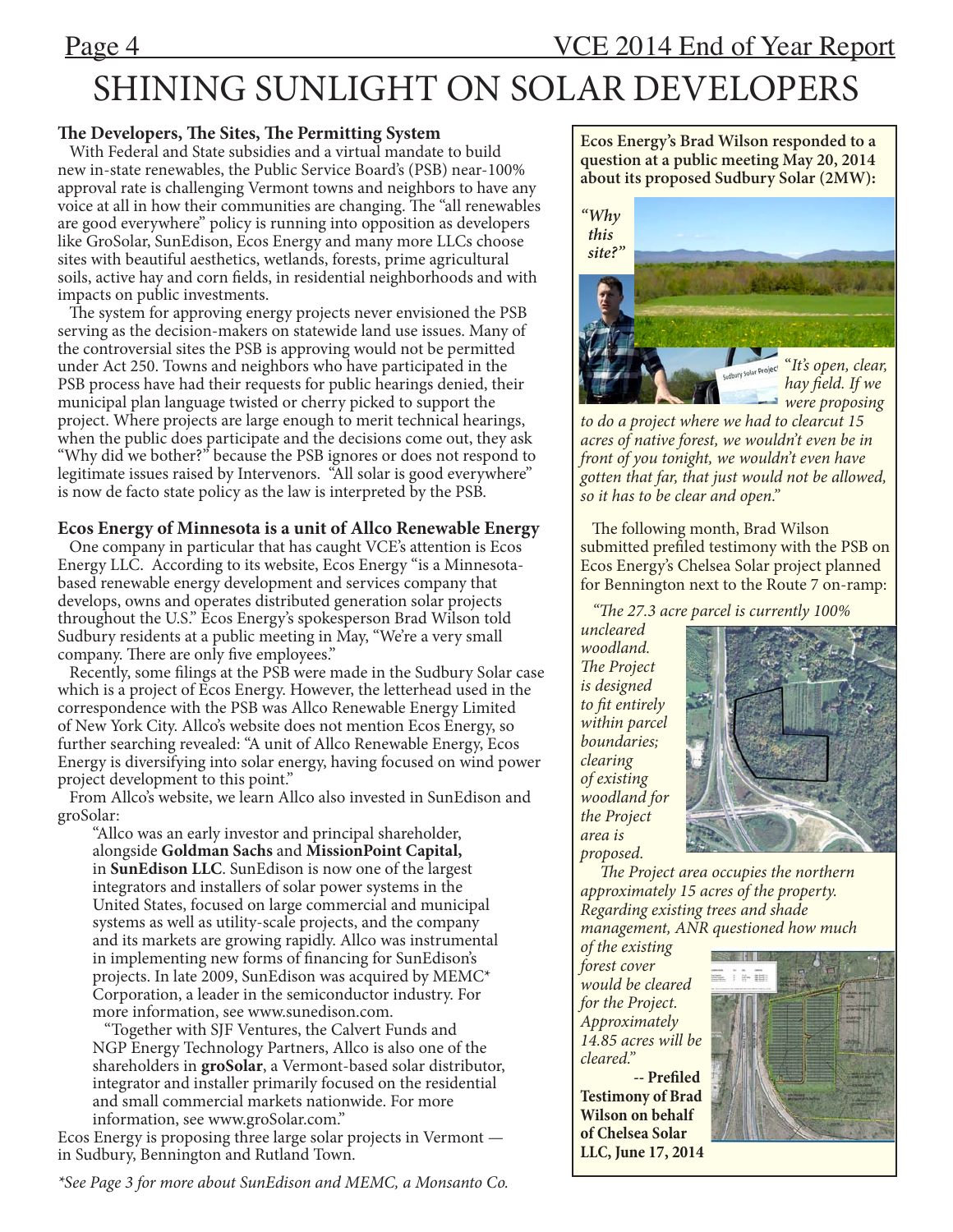# SHINING SUNLIGHT ON SOLAR DEVELOPERS

### The Developers, The Sites, The Permitting System

With Federal and State subsidies and a virtual mandate to build new in-state renewables, the Public Service Board's (PSB) near-100% approval rate is challenging Vermont towns and neighbors to have any voice at all in how their communities are changing. The "all renewables are good everywhere" policy is running into opposition as developers like GroSolar, SunEdison, Ecos Energy and many more LLCs choose sites with beautiful aesthetics, wetlands, forests, prime agricultural soils, active hay and corn fields, in residential neighborhoods and with impacts on public investments.

The system for approving energy projects never envisioned the PSB serving as the decision-makers on statewide land use issues. Many of the controversial sites the PSB is approving would not be permitted under Act 250. Towns and neighbors who have participated in the PSB process have had their requests for public hearings denied, their municipal plan language twisted or cherry picked to support the project. Where projects are large enough to merit technical hearings, when the public does participate and the decisions come out, they ask "Why did we bother?" because the PSB ignores or does not respond to legitimate issues raised by Intervenors. "All solar is good everywhere" is now de facto state policy as the law is interpreted by the PSB.

### Ecos Energy of Minnesota is a unit of Allco Renewable Energy

One company in particular that has caught VCE's attention is Ecos Energy LLC. According to its website, Ecos Energy "is a Minnesota-based renewable energy development and services company that develops, owns and operates distributed generation solar projects throughout the U.S." Ecos Energy's spokesperson Brad Wilson told Sudbury residents at a public meeting in May, "We're a very small company. There are only five employees."

Recently, some filings at the PSB were made in the Sudbury Solar case which is a project of Ecos Energy. However, the letterhead used in the correspondence with the PSB was Allco Renewable Energy Limited of New York City. Allco's website does not mention Ecos Energy, so further searching revealed: "A unit of Allco Renewable Energy, Ecos Energy is diversifying into solar energy, having focused on wind power project development to this point."

From Allco's website, we learn Allco also invested in SunEdison and groSolar:

> "Allco was an early investor and principal shareholder, alongside **Goldman Sachs** and **MissionPoint Capital,** in **SunEdison LLC**. SunEdison is now one of the largest integrators and installers of solar power systems in the United States, focused on large commercial and municipal systems as well as utility-scale projects, and the company and its markets are growing rapidly. Allco was instrumental in implementing new forms of financing for SunEdison's projects. In late 2009, SunEdison was acquired by MEMC* Corporation, a leader in the semiconductor industry. For more information, see www.sunedison.com.
>
> "Together with SJF Ventures, the Calvert Funds and NGP Energy Technology Partners, Allco is also one of the shareholders in **groSolar**, a Vermont-based solar distributor, integrator and installer primarily focused on the residential and small commercial markets nationwide. For more information, see www.groSolar.com."

Ecos Energy is proposing three large solar projects in Vermont — in Sudbury, Bennington and Rutland Town.

*\*See Page 3 for more about SunEdison and MEMC, a Monsanto Co.*

---

**Ecos Energy's Brad Wilson responded to a question at a public meeting May 20, 2014 about its proposed Sudbury Solar (2MW):**

*"Why this site?"*

"*It's open, clear, hay field. If we were proposing to do a project where we had to clearcut 15 acres of native forest, we wouldn't even be in front of you tonight, we wouldn't even have gotten that far, that just would not be allowed, so it has to be clear and open.*"

The following month, Brad Wilson submitted prefiled testimony with the PSB on Ecos Energy's Chelsea Solar project planned for Bennington next to the Route 7 on-ramp:

*"The 27.3 acre parcel is currently 100% uncleared woodland. The Project is designed to fit entirely within parcel boundaries; clearing of existing woodland for the Project area is proposed.*

*The Project area occupies the northern approximately 15 acres of the property. Regarding existing trees and shade management, ANR questioned how much of the existing forest cover would be cleared for the Project. Approximately 14.85 acres will be cleared."*

**-- Prefiled Testimony of Brad Wilson on behalf of Chelsea Solar LLC, June 17, 2014**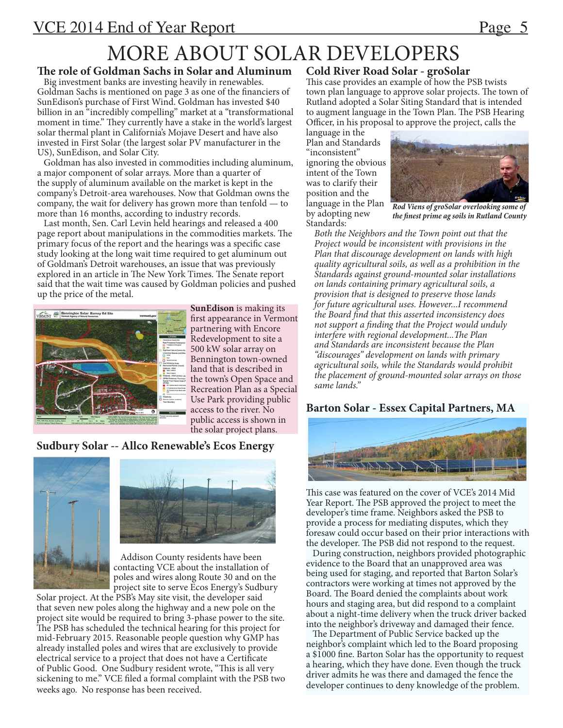# MORE ABOUT SOLAR DEVELOPERS

## The role of Goldman Sachs in Solar and Aluminum

Big investment banks are investing heavily in renewables. Goldman Sachs is mentioned on page 3 as one of the financiers of SunEdison's purchase of First Wind. Goldman has invested $40 billion in an "incredibly compelling" market at a "transformational moment in time." They currently have a stake in the world's largest solar thermal plant in California's Mojave Desert and have also invested in First Solar (the largest solar PV manufacturer in the US), SunEdison, and Solar City.

Goldman has also invested in commodities including aluminum, a major component of solar arrays. More than a quarter of the supply of aluminum available on the market is kept in the company's Detroit-area warehouses. Now that Goldman owns the company, the wait for delivery has grown more than tenfold — to more than 16 months, according to industry records.

Last month, Sen. Carl Levin held hearings and released a 400 page report about manipulations in the commodities markets. The primary focus of the report and the hearings was a specific case study looking at the long wait time required to get aluminum out of Goldman's Detroit warehouses, an issue that was previously explored in an article in The New York Times. The Senate report said that the wait time was caused by Goldman policies and pushed up the price of the metal.

**SunEdison** is making its first appearance in Vermont partnering with Encore Redevelopment to site a 500 kW solar array on Bennington town-owned land that is described in the town's Open Space and Recreation Plan as a Special Use Park providing public access to the river. No public access is shown in the solar project plans.

## Sudbury Solar -- Allco Renewable's Ecos Energy

Addison County residents have been contacting VCE about the installation of poles and wires along Route 30 and on the project site to serve Ecos Energy's Sudbury Solar project. At the PSB's May site visit, the developer said that seven new poles along the highway and a new pole on the project site would be required to bring 3-phase power to the site. The PSB has scheduled the technical hearing for this project for mid-February 2015. Reasonable people question why GMP has already installed poles and wires that are exclusively to provide electrical service to a project that does not have a Certificate of Public Good. One Sudbury resident wrote, "This is all very sickening to me." VCE filed a formal complaint with the PSB two weeks ago. No response has been received.

## Cold River Road Solar - groSolar

This case provides an example of how the PSB twists town plan language to approve solar projects. The town of Rutland adopted a Solar Siting Standard that is intended to augment language in the Town Plan. The PSB Hearing Officer, in his proposal to approve the project, calls the language in the Plan and Standards "inconsistent" ignoring the obvious intent of the Town was to clarify their position and the language in the Plan by adopting new Standards:

*Rod Viens of groSolar overlooking some of the finest prime ag soils in Rutland County*

*Both the Neighbors and the Town point out that the Project would be inconsistent with provisions in the Plan that discourage development on lands with high quality agricultural soils, as well as a prohibition in the Standards against ground-mounted solar installations on lands containing primary agricultural soils, a provision that is designed to preserve those lands for future agricultural uses. However...I recommend the Board find that this asserted inconsistency does not support a finding that the Project would unduly interfere with regional development...The Plan and Standards are inconsistent because the Plan "discourages" development on lands with primary agricultural soils, while the Standards would prohibit the placement of ground-mounted solar arrays on those same lands."*

## Barton Solar - Essex Capital Partners, MA

This case was featured on the cover of VCE's 2014 Mid Year Report. The PSB approved the project to meet the developer's time frame. Neighbors asked the PSB to provide a process for mediating disputes, which they foresaw could occur based on their prior interactions with the developer. The PSB did not respond to the request.

During construction, neighbors provided photographic evidence to the Board that an unapproved area was being used for staging, and reported that Barton Solar's contractors were working at times not approved by the Board. The Board denied the complaints about work hours and staging area, but did respond to a complaint about a night-time delivery when the truck driver backed into the neighbor's driveway and damaged their fence.

The Department of Public Service backed up the neighbor's complaint which led to the Board proposing a $1000 fine. Barton Solar has the opportunity to request a hearing, which they have done. Even though the truck driver admits he was there and damaged the fence the developer continues to deny knowledge of the problem.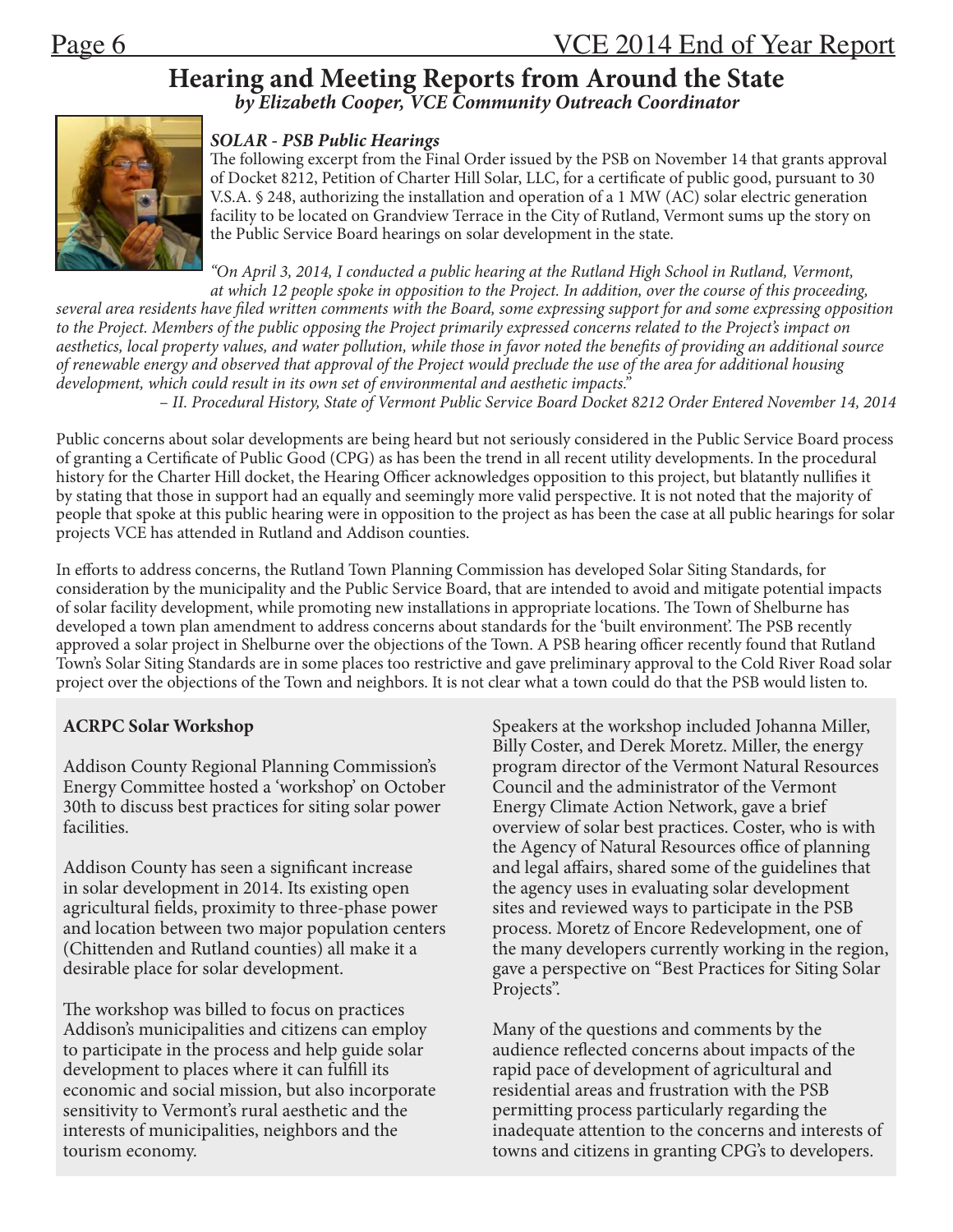# Hearing and Meeting Reports from Around the State

***by Elizabeth Cooper, VCE Community Outreach Coordinator***

### *SOLAR - PSB Public Hearings*

The following excerpt from the Final Order issued by the PSB on November 14 that grants approval of Docket 8212, Petition of Charter Hill Solar, LLC, for a certificate of public good, pursuant to 30 V.S.A. § 248, authorizing the installation and operation of a 1 MW (AC) solar electric generation facility to be located on Grandview Terrace in the City of Rutland, Vermont sums up the story on the Public Service Board hearings on solar development in the state.

*"On April 3, 2014, I conducted a public hearing at the Rutland High School in Rutland, Vermont, at which 12 people spoke in opposition to the Project. In addition, over the course of this proceeding, several area residents have filed written comments with the Board, some expressing support for and some expressing opposition to the Project. Members of the public opposing the Project primarily expressed concerns related to the Project's impact on aesthetics, local property values, and water pollution, while those in favor noted the benefits of providing an additional source of renewable energy and observed that approval of the Project would preclude the use of the area for additional housing development, which could result in its own set of environmental and aesthetic impacts."*

*– II. Procedural History, State of Vermont Public Service Board Docket 8212 Order Entered November 14, 2014*

Public concerns about solar developments are being heard but not seriously considered in the Public Service Board process of granting a Certificate of Public Good (CPG) as has been the trend in all recent utility developments. In the procedural history for the Charter Hill docket, the Hearing Officer acknowledges opposition to this project, but blatantly nullifies it by stating that those in support had an equally and seemingly more valid perspective. It is not noted that the majority of people that spoke at this public hearing were in opposition to the project as has been the case at all public hearings for solar projects VCE has attended in Rutland and Addison counties.

In efforts to address concerns, the Rutland Town Planning Commission has developed Solar Siting Standards, for consideration by the municipality and the Public Service Board, that are intended to avoid and mitigate potential impacts of solar facility development, while promoting new installations in appropriate locations. The Town of Shelburne has developed a town plan amendment to address concerns about standards for the 'built environment'. The PSB recently approved a solar project in Shelburne over the objections of the Town. A PSB hearing officer recently found that Rutland Town's Solar Siting Standards are in some places too restrictive and gave preliminary approval to the Cold River Road solar project over the objections of the Town and neighbors. It is not clear what a town could do that the PSB would listen to.

**ACRPC Solar Workshop**

Addison County Regional Planning Commission's Energy Committee hosted a 'workshop' on October 30th to discuss best practices for siting solar power facilities.

Addison County has seen a significant increase in solar development in 2014. Its existing open agricultural fields, proximity to three-phase power and location between two major population centers (Chittenden and Rutland counties) all make it a desirable place for solar development.

The workshop was billed to focus on practices Addison's municipalities and citizens can employ to participate in the process and help guide solar development to places where it can fulfill its economic and social mission, but also incorporate sensitivity to Vermont's rural aesthetic and the interests of municipalities, neighbors and the tourism economy.

Speakers at the workshop included Johanna Miller, Billy Coster, and Derek Moretz. Miller, the energy program director of the Vermont Natural Resources Council and the administrator of the Vermont Energy Climate Action Network, gave a brief overview of solar best practices. Coster, who is with the Agency of Natural Resources office of planning and legal affairs, shared some of the guidelines that the agency uses in evaluating solar development sites and reviewed ways to participate in the PSB process. Moretz of Encore Redevelopment, one of the many developers currently working in the region, gave a perspective on "Best Practices for Siting Solar Projects".

Many of the questions and comments by the audience reflected concerns about impacts of the rapid pace of development of agricultural and residential areas and frustration with the PSB permitting process particularly regarding the inadequate attention to the concerns and interests of towns and citizens in granting CPG's to developers.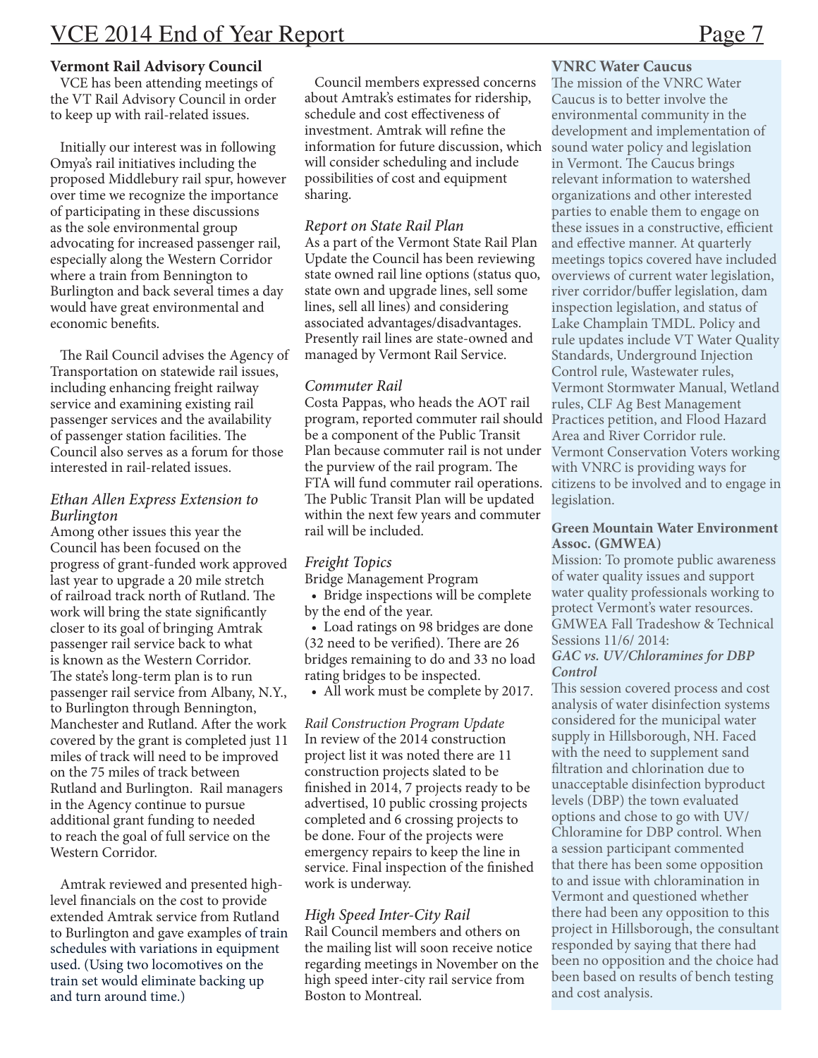## Vermont Rail Advisory Council

VCE has been attending meetings of the VT Rail Advisory Council in order to keep up with rail-related issues.

Initially our interest was in following Omya's rail initiatives including the proposed Middlebury rail spur, however over time we recognize the importance of participating in these discussions as the sole environmental group advocating for increased passenger rail, especially along the Western Corridor where a train from Bennington to Burlington and back several times a day would have great environmental and economic benefits.

The Rail Council advises the Agency of Transportation on statewide rail issues, including enhancing freight railway service and examining existing rail passenger services and the availability of passenger station facilities. The Council also serves as a forum for those interested in rail-related issues.

*Ethan Allen Express Extension to Burlington*

Among other issues this year the Council has been focused on the progress of grant-funded work approved last year to upgrade a 20 mile stretch of railroad track north of Rutland. The work will bring the state significantly closer to its goal of bringing Amtrak passenger rail service back to what is known as the Western Corridor. The state's long-term plan is to run passenger rail service from Albany, N.Y., to Burlington through Bennington, Manchester and Rutland. After the work covered by the grant is completed just 11 miles of track will need to be improved on the 75 miles of track between Rutland and Burlington. Rail managers in the Agency continue to pursue additional grant funding to needed to reach the goal of full service on the Western Corridor.

Amtrak reviewed and presented high-level financials on the cost to provide extended Amtrak service from Rutland to Burlington and gave examples of train schedules with variations in equipment used. (Using two locomotives on the train set would eliminate backing up and turn around time.)

Council members expressed concerns about Amtrak's estimates for ridership, schedule and cost effectiveness of investment. Amtrak will refine the information for future discussion, which will consider scheduling and include possibilities of cost and equipment sharing.

*Report on State Rail Plan*

As a part of the Vermont State Rail Plan Update the Council has been reviewing state owned rail line options (status quo, state own and upgrade lines, sell some lines, sell all lines) and considering associated advantages/disadvantages. Presently rail lines are state-owned and managed by Vermont Rail Service.

*Commuter Rail*

Costa Pappas, who heads the AOT rail program, reported commuter rail should be a component of the Public Transit Plan because commuter rail is not under the purview of the rail program. The FTA will fund commuter rail operations. The Public Transit Plan will be updated within the next few years and commuter rail will be included.

*Freight Topics*

Bridge Management Program

- Bridge inspections will be complete by the end of the year.
- Load ratings on 98 bridges are done (32 need to be verified). There are 26 bridges remaining to do and 33 no load rating bridges to be inspected.
- All work must be complete by 2017.

*Rail Construction Program Update*

In review of the 2014 construction project list it was noted there are 11 construction projects slated to be finished in 2014, 7 projects ready to be advertised, 10 public crossing projects completed and 6 crossing projects to be done. Four of the projects were emergency repairs to keep the line in service. Final inspection of the finished work is underway.

*High Speed Inter-City Rail*

Rail Council members and others on the mailing list will soon receive notice regarding meetings in November on the high speed inter-city rail service from Boston to Montreal.

## VNRC Water Caucus

The mission of the VNRC Water Caucus is to better involve the environmental community in the development and implementation of sound water policy and legislation in Vermont. The Caucus brings relevant information to watershed organizations and other interested parties to enable them to engage on these issues in a constructive, efficient and effective manner. At quarterly meetings topics covered have included overviews of current water legislation, river corridor/buffer legislation, dam inspection legislation, and status of Lake Champlain TMDL. Policy and rule updates include VT Water Quality Standards, Underground Injection Control rule, Wastewater rules, Vermont Stormwater Manual, Wetland rules, CLF Ag Best Management Practices petition, and Flood Hazard Area and River Corridor rule. Vermont Conservation Voters working with VNRC is providing ways for citizens to be involved and to engage in legislation.

## Green Mountain Water Environment Assoc. (GMWEA)

Mission: To promote public awareness of water quality issues and support water quality professionals working to protect Vermont's water resources.
GMWEA Fall Tradeshow & Technical Sessions 11/6/ 2014:

***GAC vs. UV/Chloramines for DBP Control***

This session covered process and cost analysis of water disinfection systems considered for the municipal water supply in Hillsborough, NH. Faced with the need to supplement sand filtration and chlorination due to unacceptable disinfection byproduct levels (DBP) the town evaluated options and chose to go with UV/Chloramine for DBP control. When a session participant commented that there has been some opposition to and issue with chloramination in Vermont and questioned whether there had been any opposition to this project in Hillsborough, the consultant responded by saying that there had been no opposition and the choice had been based on results of bench testing and cost analysis.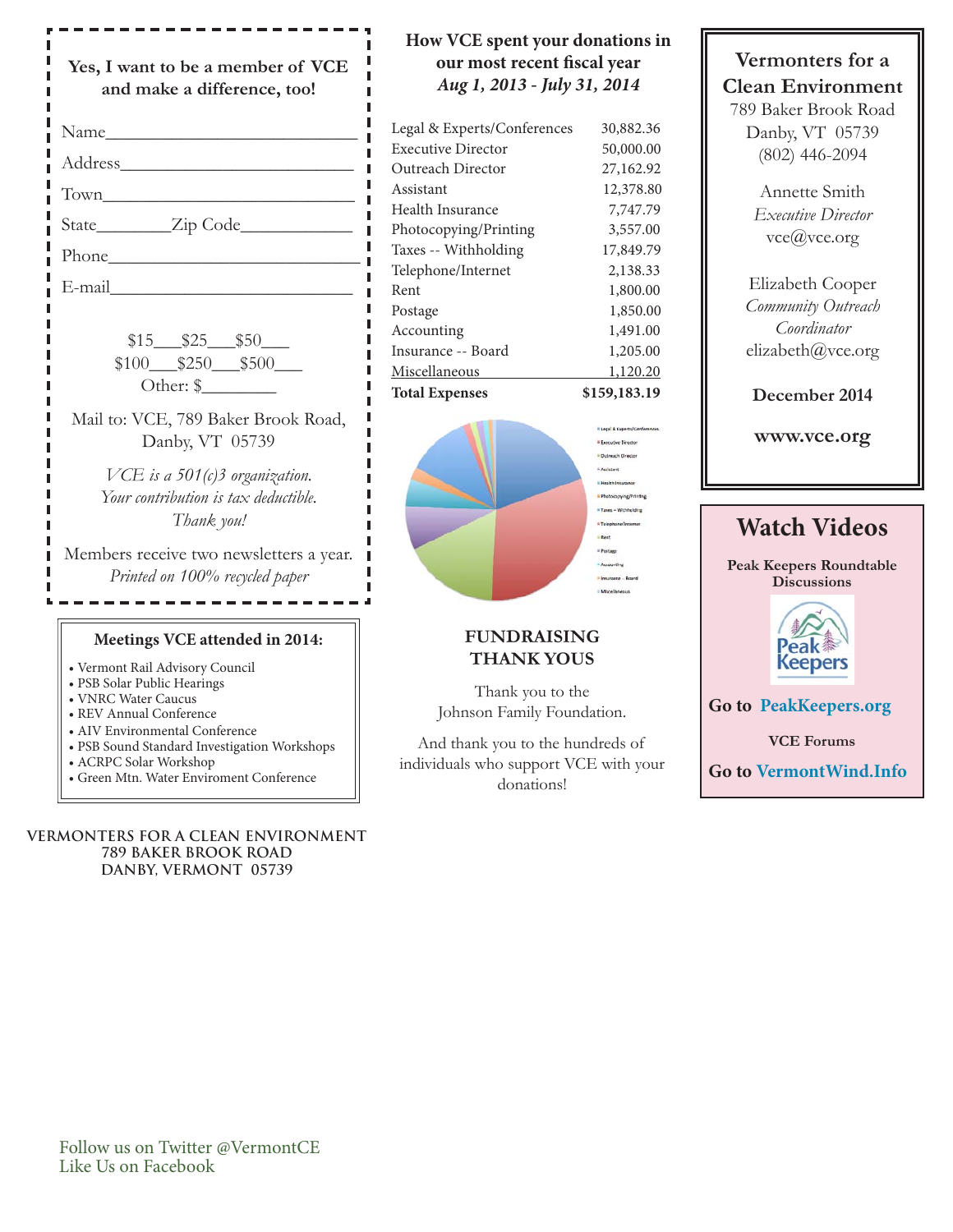**Yes, I want to be a member of VCE and make a difference, too!**

Name______________________________

Address___________________________

Town______________________________

State________Zip Code____________

Phone_____________________________

E-mail____________________________

$15___$25___$50___
$100___$250___$500___
Other: $________

Mail to: VCE, 789 Baker Brook Road, Danby, VT 05739

*VCE is a 501(c)3 organization.*
*Your contribution is tax deductible.*
*Thank you!*

Members receive two newsletters a year.
*Printed on 100% recycled paper*

**Meetings VCE attended in 2014:**

- Vermont Rail Advisory Council
- PSB Solar Public Hearings
- VNRC Water Caucus
- REV Annual Conference
- AIV Environmental Conference
- PSB Sound Standard Investigation Workshops
- ACRPC Solar Workshop
- Green Mtn. Water Enviroment Conference

**VERMONTERS FOR A CLEAN ENVIRONMENT**
**789 BAKER BROOK ROAD**
**DANBY, VERMONT 05739**

Follow us on Twitter @VermontCE
Like Us on Facebook

## How VCE spent your donations in our most recent fiscal year *Aug 1, 2013 - July 31, 2014*

| | |
|---|---|
| Legal & Experts/Conferences | 30,882.36 |
| Executive Director | 50,000.00 |
| Outreach Director | 27,162.92 |
| Assistant | 12,378.80 |
| Health Insurance | 7,747.79 |
| Photocopying/Printing | 3,557.00 |
| Taxes -- Withholding | 17,849.79 |
| Telephone/Internet | 2,138.33 |
| Rent | 1,800.00 |
| Postage | 1,850.00 |
| Accounting | 1,491.00 |
| Insurance -- Board | 1,205.00 |
| Miscellaneous | 1,120.20 |
| **Total Expenses** | **$159,183.19** |

Legal & Experts/Conferences
Executive Director
Outreach Director
Assistant
Health Insurance
Photocopying/Printing
Taxes – Withholding
Telephone/Internet
Rent
Postage
Accounting
Insurance – Board
Miscellaneous

## FUNDRAISING THANK YOUS

Thank you to the Johnson Family Foundation.

And thank you to the hundreds of individuals who support VCE with your donations!

## Vermonters for a Clean Environment

789 Baker Brook Road
Danby, VT 05739
(802) 446-2094

Annette Smith
*Executive Director*
vce@vce.org

Elizabeth Cooper
*Community Outreach Coordinator*
elizabeth@vce.org

**December 2014**

**www.vce.org**

## Watch Videos

**Peak Keepers Roundtable Discussions**

Peak Keepers

**Go to PeakKeepers.org**

**VCE Forums**

**Go to VermontWind.Info**